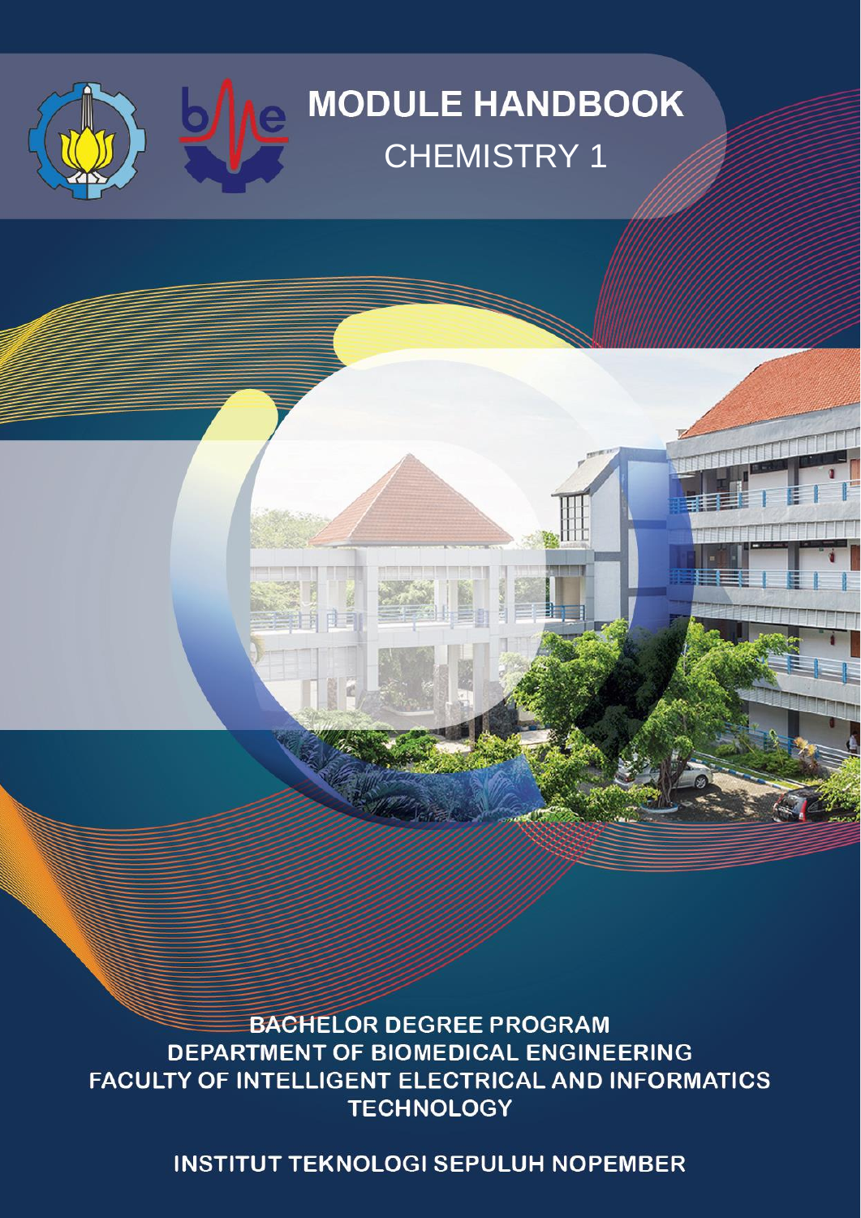# MODULE HANDBOOK

## CHEMISTRY 1

BACHELOR DEGREE PROGRAM
DEPARTMENT OF BIOMEDICAL ENGINEERING
FACULTY OF INTELLIGENT ELECTRICAL AND INFORMATICS TECHNOLOGY

INSTITUT TEKNOLOGI SEPULUH NOPEMBER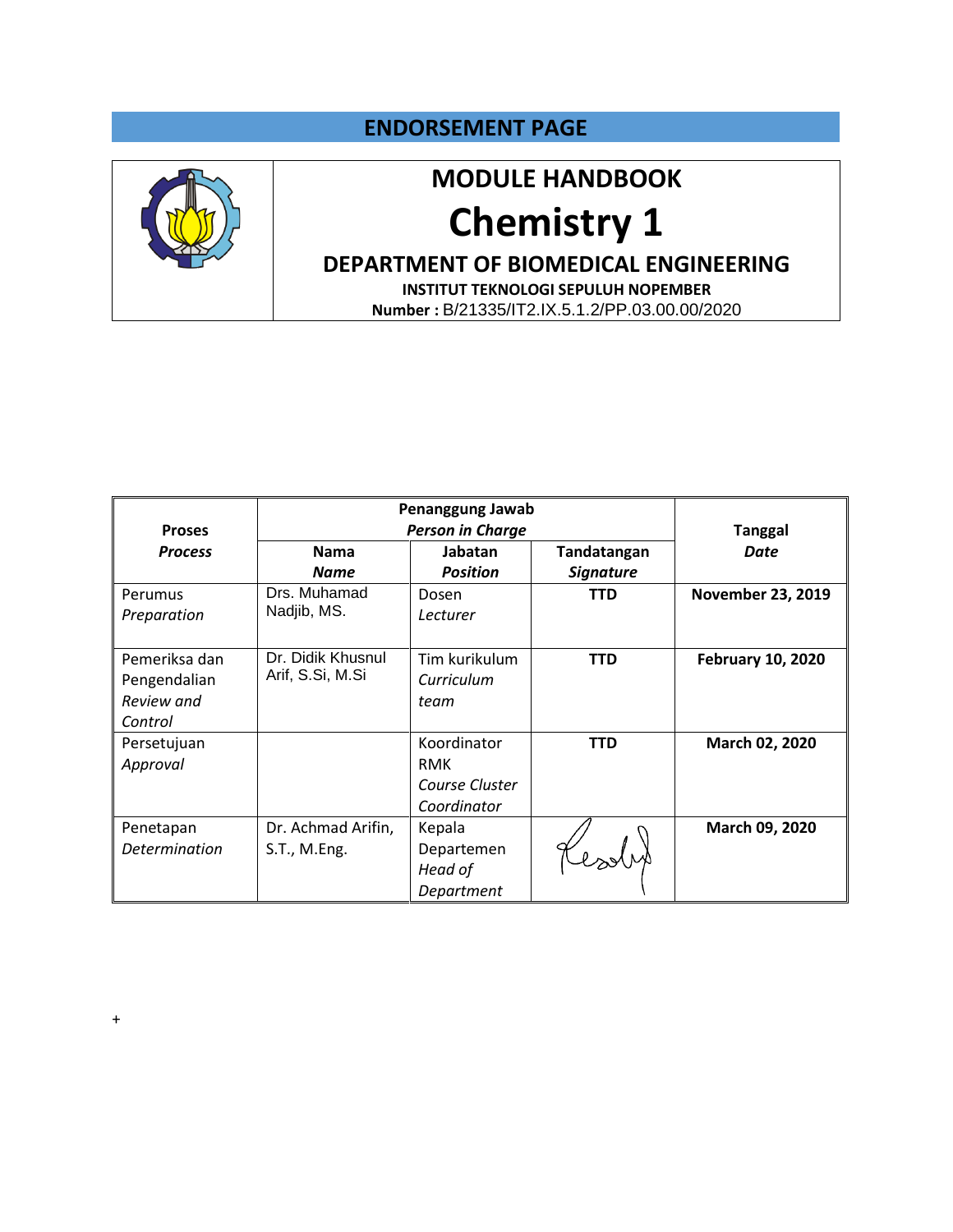## ENDORSEMENT PAGE

# MODULE HANDBOOK

# Chemistry 1

## DEPARTMENT OF BIOMEDICAL ENGINEERING

**INSTITUT TEKNOLOGI SEPULUH NOPEMBER**

**Number :** B/21335/IT2.IX.5.1.2/PP.03.00.00/2020

| **Proses** *Process* | **Penanggung Jawab** *Person in Charge* | | | **Tanggal** *Date* |
|---|---|---|---|---|
| | **Nama** *Name* | **Jabatan** *Position* | **Tandatangan** *Signature* | |
| Perumus *Preparation* | Drs. Muhamad Nadjib, MS. | Dosen *Lecturer* | **TTD** | **November 23, 2019** |
| Pemeriksa dan Pengendalian *Review and Control* | Dr. Didik Khusnul Arif, S.Si, M.Si | Tim kurikulum *Curriculum team* | **TTD** | **February 10, 2020** |
| Persetujuan *Approval* | | Koordinator RMK *Course Cluster Coordinator* | **TTD** | **March 02, 2020** |
| Penetapan *Determination* | Dr. Achmad Arifin, S.T., M.Eng. | Kepala Departemen *Head of Department* | | **March 09, 2020** |

+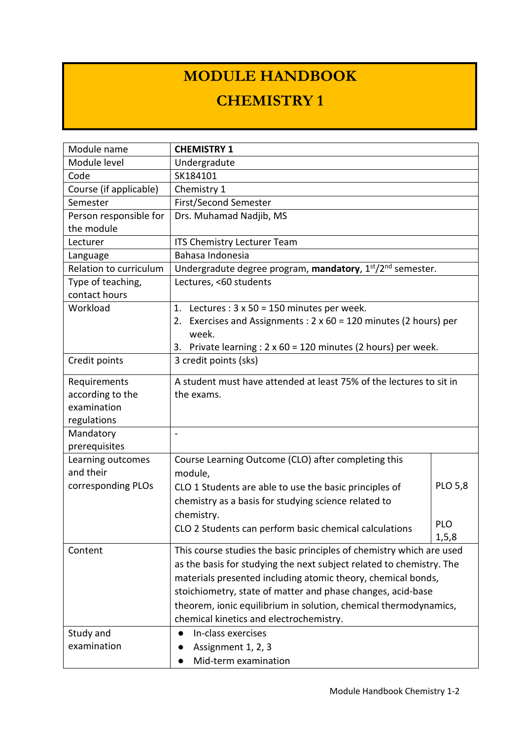# MODULE HANDBOOK

# CHEMISTRY 1

| Module name | **CHEMISTRY 1** | |
|---|---|---|
| Module level | Undergradute | |
| Code | SK184101 | |
| Course (if applicable) | Chemistry 1 | |
| Semester | First/Second Semester | |
| Person responsible for the module | Drs. Muhamad Nadjib, MS | |
| Lecturer | ITS Chemistry Lecturer Team | |
| Language | Bahasa Indonesia | |
| Relation to curriculum | Undergradute degree program, **mandatory**, 1st/2nd semester. | |
| Type of teaching, contact hours | Lectures, <60 students | |
| Workload | 1. Lectures : 3 x 50 = 150 minutes per week.<br>2. Exercises and Assignments : 2 x 60 = 120 minutes (2 hours) per week.<br>3. Private learning : 2 x 60 = 120 minutes (2 hours) per week. | |
| Credit points | 3 credit points (sks) | |
| Requirements according to the examination regulations | A student must have attended at least 75% of the lectures to sit in the exams. | |
| Mandatory prerequisites | - | |
| Learning outcomes and their corresponding PLOs | Course Learning Outcome (CLO) after completing this module,<br>CLO 1 Students are able to use the basic principles of chemistry as a basis for studying science related to chemistry.<br>CLO 2 Students can perform basic chemical calculations | PLO 5,8<br><br>PLO 1,5,8 |
| Content | This course studies the basic principles of chemistry which are used as the basis for studying the next subject related to chemistry. The materials presented including atomic theory, chemical bonds, stoichiometry, state of matter and phase changes, acid-base theorem, ionic equilibrium in solution, chemical thermodynamics, chemical kinetics and electrochemistry. | |
| Study and examination | • In-class exercises<br>• Assignment 1, 2, 3<br>• Mid-term examination | |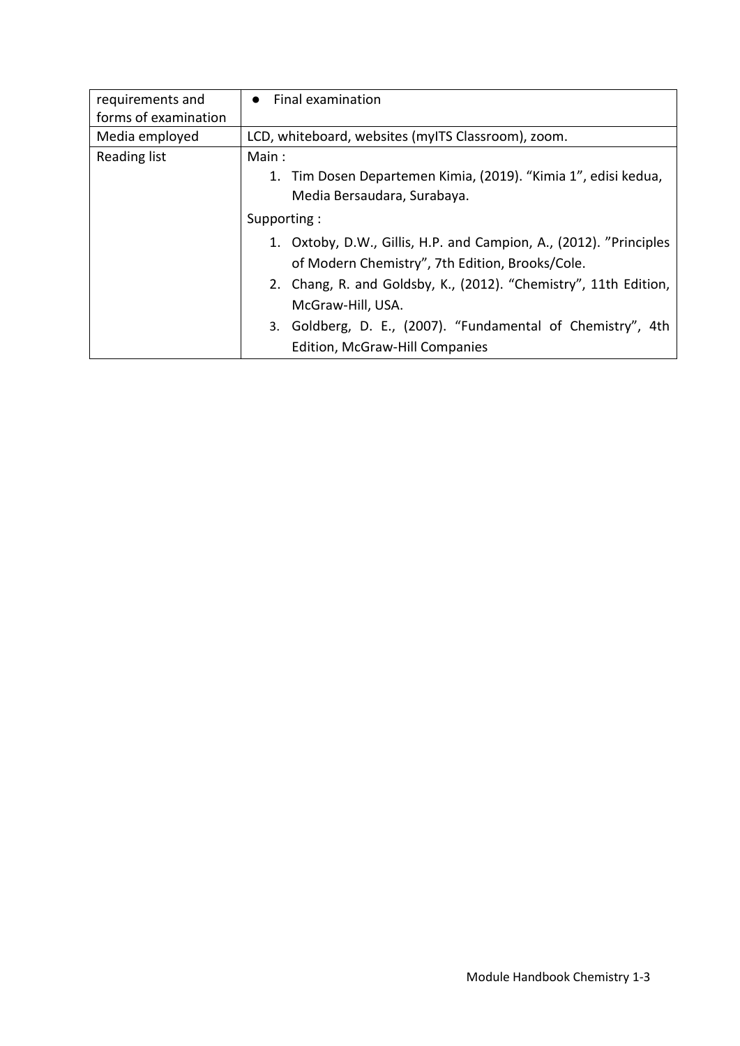| requirements and forms of examination | ● Final examination |
|---|---|
| Media employed | LCD, whiteboard, websites (myITS Classroom), zoom. |
| Reading list | Main :<br>1. Tim Dosen Departemen Kimia, (2019). "Kimia 1", edisi kedua, Media Bersaudara, Surabaya.<br>Supporting :<br>1. Oxtoby, D.W., Gillis, H.P. and Campion, A., (2012). "Principles of Modern Chemistry", 7th Edition, Brooks/Cole.<br>2. Chang, R. and Goldsby, K., (2012). "Chemistry", 11th Edition, McGraw-Hill, USA.<br>3. Goldberg, D. E., (2007). "Fundamental of Chemistry", 4th Edition, McGraw-Hill Companies |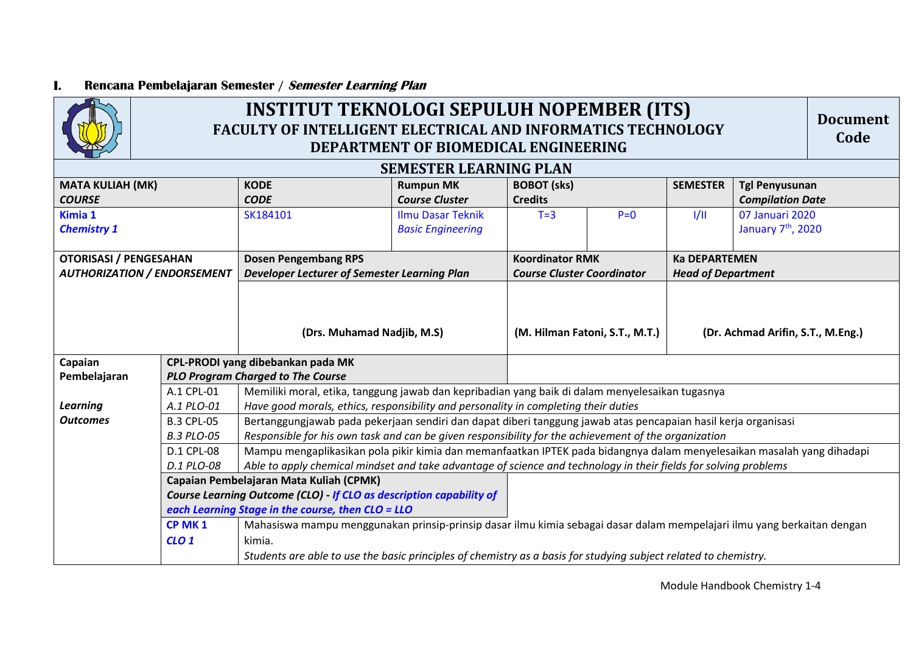## I. Rencana Pembelajaran Semester / *Semester Learning Plan*

| | INSTITUT TEKNOLOGI SEPULUH NOPEMBER (ITS)<br>FACULTY OF INTELLIGENT ELECTRICAL AND INFORMATICS TECHNOLOGY<br>DEPARTMENT OF BIOMEDICAL ENGINEERING | | | | | | | Document Code |
|---|---|---|---|---|---|---|---|---|
| **SEMESTER LEARNING PLAN** | | | | | | | | |
| **MATA KULIAH (MK)**<br>***COURSE*** | | **KODE**<br>***CODE*** | **Rumpun MK**<br>***Course Cluster*** | **BOBOT (sks)**<br>**Credits** | | **SEMESTER** | **Tgl Penyusunan**<br>***Compilation Date*** | |
| **Kimia 1**<br>***Chemistry 1*** | | SK184101 | Ilmu Dasar Teknik<br>*Basic Engineering* | T=3 | P=0 | I/II | 07 Januari 2020<br>January 7th, 2020 | |
| **OTORISASI / PENGESAHAN**<br>***AUTHORIZATION / ENDORSEMENT*** | | **Dosen Pengembang RPS**<br>***Developer Lecturer of Semester Learning Plan*** | | **Koordinator RMK**<br>***Course Cluster Coordinator*** | | **Ka DEPARTEMEN**<br>***Head of Department*** | | |
| | | **(Drs. Muhamad Nadjib, M.S)** | | **(M. Hilman Fatoni, S.T., M.T.)** | | **(Dr. Achmad Arifin, S.T., M.Eng.)** | | |
| **Capaian Pembelajaran**<br><br>***Learning Outcomes*** | **CPL-PRODI yang dibebankan pada MK**<br>***PLO Program Charged to The Course*** | | | | | | | |
| | A.1 CPL-01<br>*A.1 PLO-01* | Memiliki moral, etika, tanggung jawab dan kepribadian yang baik di dalam menyelesaikan tugasnya<br>*Have good morals, ethics, responsibility and personality in completing their duties* | | | | | | |
| | B.3 CPL-05<br>*B.3 PLO-05* | Bertanggungjawab pada pekerjaan sendiri dan dapat diberi tanggung jawab atas pencapaian hasil kerja organisasi<br>*Responsible for his own task and can be given responsibility for the achievement of the organization* | | | | | | |
| | D.1 CPL-08<br>*D.1 PLO-08* | Mampu mengaplikasikan pola pikir kimia dan memanfaatkan IPTEK pada bidangnya dalam menyelesaikan masalah yang dihadapi<br>*Able to apply chemical mindset and take advantage of science and technology in their fields for solving problems* | | | | | | |
| | **Capaian Pembelajaran Mata Kuliah (CPMK)**<br>***Course Learning Outcome (CLO) - If CLO as description capability of each Learning Stage in the course, then CLO = LLO*** | | | | | | | |
| | **CP MK 1**<br>***CLO 1*** | Mahasiswa mampu menggunakan prinsip-prinsip dasar ilmu kimia sebagai dasar dalam mempelajari ilmu yang berkaitan dengan kimia.<br>*Students are able to use the basic principles of chemistry as a basis for studying subject related to chemistry.* | | | | | | |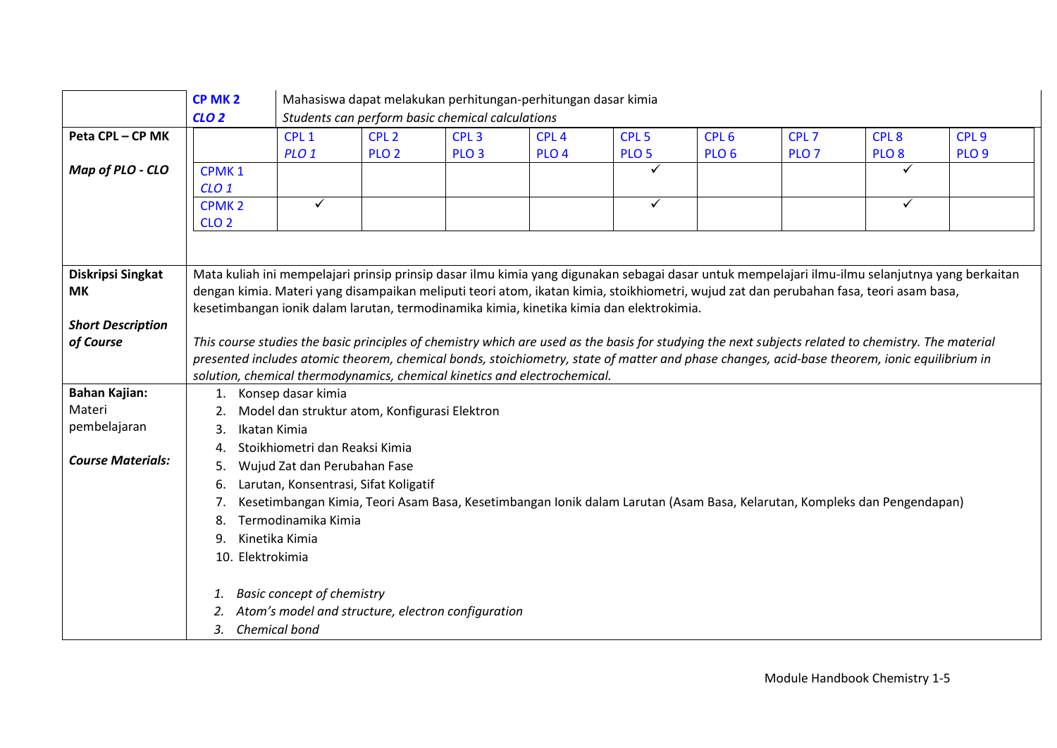| | | | | | | | | | | |
|---|---|---|---|---|---|---|---|---|---|---|
| | **CP MK 2**<br>***CLO 2*** | Mahasiswa dapat melakukan perhitungan-perhitungan dasar kimia<br>*Students can perform basic chemical calculations* | | | | | | | | |
| **Peta CPL – CP MK**<br><br>***Map of PLO - CLO*** | | CPL 1<br>*PLO 1* | CPL 2<br>PLO 2 | CPL 3<br>PLO 3 | CPL 4<br>PLO 4 | CPL 5<br>PLO 5 | CPL 6<br>PLO 6 | CPL 7<br>PLO 7 | CPL 8<br>PLO 8 | CPL 9<br>PLO 9 |
| | CPMK 1<br>*CLO 1* | | | | | ✓ | | | ✓ | |
| | CPMK 2<br>CLO 2 | ✓ | | | | ✓ | | | ✓ | |
| **Diskripsi Singkat MK**<br><br>***Short Description of Course*** | Mata kuliah ini mempelajari prinsip prinsip dasar ilmu kimia yang digunakan sebagai dasar untuk mempelajari ilmu-ilmu selanjutnya yang berkaitan dengan kimia. Materi yang disampaikan meliputi teori atom, ikatan kimia, stoikhiometri, wujud zat dan perubahan fasa, teori asam basa, kesetimbangan ionik dalam larutan, termodinamika kimia, kinetika kimia dan elektrokimia.<br><br>*This course studies the basic principles of chemistry which are used as the basis for studying the next subjects related to chemistry. The material presented includes atomic theorem, chemical bonds, stoichiometry, state of matter and phase changes, acid-base theorem, ionic equilibrium in solution, chemical thermodynamics, chemical kinetics and electrochemical.* | | | | | | | | | |
| **Bahan Kajian:** Materi pembelajaran<br><br>***Course Materials:*** | 1. Konsep dasar kimia<br>2. Model dan struktur atom, Konfigurasi Elektron<br>3. Ikatan Kimia<br>4. Stoikhiometri dan Reaksi Kimia<br>5. Wujud Zat dan Perubahan Fase<br>6. Larutan, Konsentrasi, Sifat Koligatif<br>7. Kesetimbangan Kimia, Teori Asam Basa, Kesetimbangan Ionik dalam Larutan (Asam Basa, Kelarutan, Kompleks dan Pengendapan)<br>8. Termodinamika Kimia<br>9. Kinetika Kimia<br>10. Elektrokimia<br><br>*1. Basic concept of chemistry*<br>*2. Atom's model and structure, electron configuration*<br>*3. Chemical bond* | | | | | | | | | |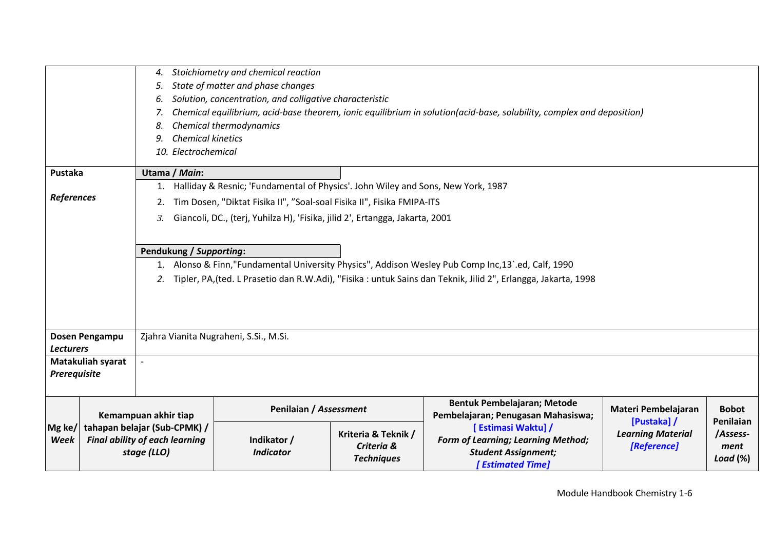| | |
|---|---|
| | 4. *Stoichiometry and chemical reaction*<br>5. *State of matter and phase changes*<br>6. *Solution, concentration, and colligative characteristic*<br>7. *Chemical equilibrium, acid-base theorem, ionic equilibrium in solution(acid-base, solubility, complex and deposition)*<br>8. *Chemical thermodynamics*<br>9. *Chemical kinetics*<br>10. *Electrochemical* |
| **Pustaka**<br><br>***References*** | **Utama / *Main*:**<br>1. Halliday & Resnic; 'Fundamental of Physics'. John Wiley and Sons, New York, 1987<br>2. Tim Dosen, "Diktat Fisika II", "Soal-soal Fisika II", Fisika FMIPA-ITS<br>3. Giancoli, DC., (terj, Yuhilza H), 'Fisika, jilid 2', Ertangga, Jakarta, 2001<br><br>**Pendukung / *Supporting*:**<br>1. Alonso & Finn,"Fundamental University Physics", Addison Wesley Pub Comp Inc,13`.ed, Calf, 1990<br>2. Tipler, PA,(ted. L Prasetio dan R.W.Adi), "Fisika : untuk Sains dan Teknik, Jilid 2", Erlangga, Jakarta, 1998 |
| **Dosen Pengampu**<br>***Lecturers*** | Zjahra Vianita Nugraheni, S.Si., M.Si. |
| **Matakuliah syarat**<br>***Prerequisite*** | - |

| Mg ke/ *Week* | Kemampuan akhir tiap tahapan belajar (Sub-CPMK) / *Final ability of each learning stage (LLO)* | Penilaian / *Assessment* | | Bentuk Pembelajaran; Metode Pembelajaran; Penugasan Mahasiswa; [ Estimasi Waktu] / *Form of Learning; Learning Method; Student Assignment; [ Estimated Time]* | Materi Pembelajaran [Pustaka] / *Learning Material [Reference]* | Bobot Penilaian /*Assess-ment Load* (%) |
|---|---|---|---|---|---|---|
| | | Indikator / *Indicator* | Kriteria & Teknik / *Criteria & Techniques* | | | |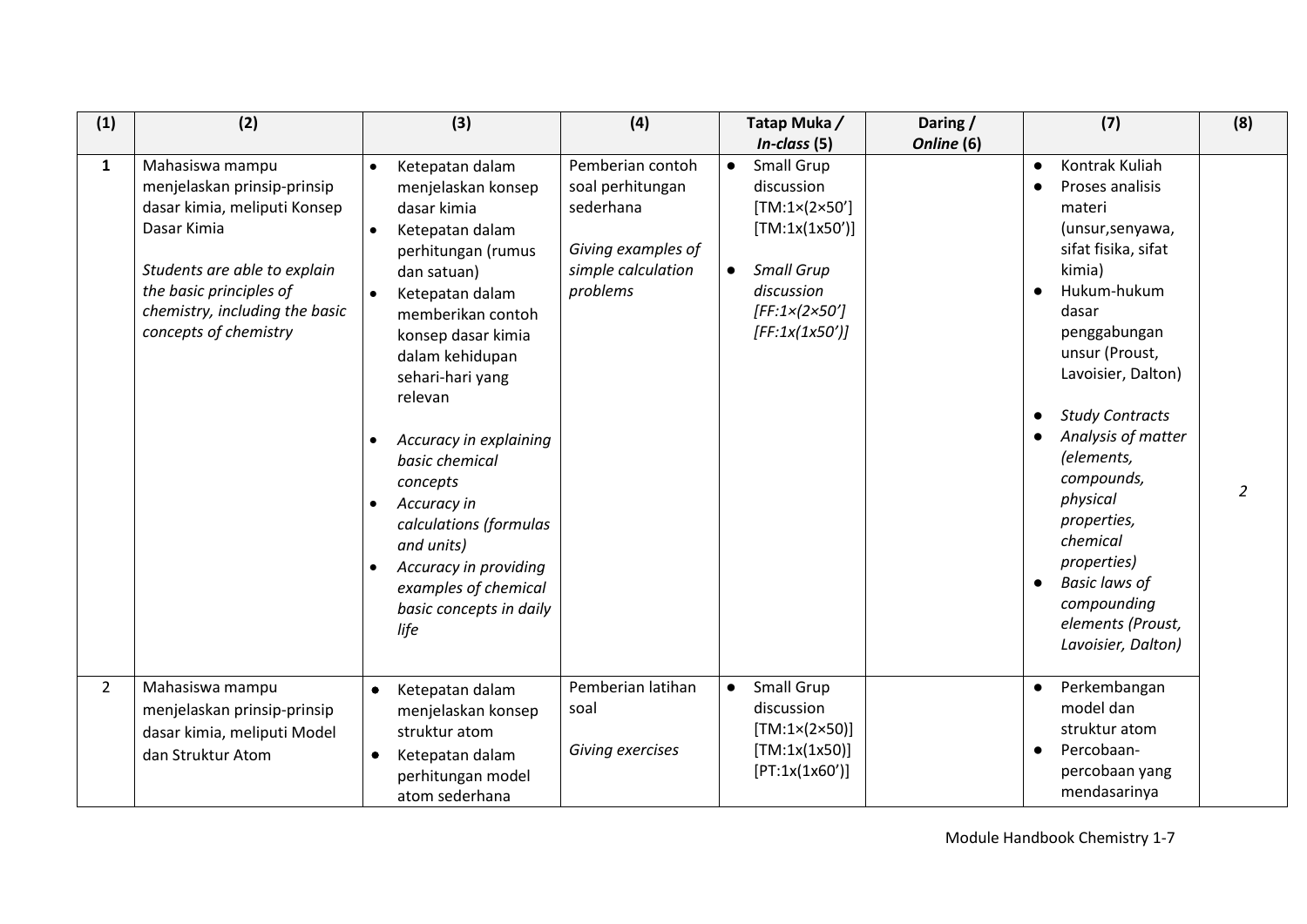| (1) | (2) | (3) | (4) | Tatap Muka / *In-class* (5) | Daring / *Online* (6) | (7) | (8) |
|---|---|---|---|---|---|---|---|
| **1** | Mahasiswa mampu menjelaskan prinsip-prinsip dasar kimia, meliputi Konsep Dasar Kimia<br><br>*Students are able to explain the basic principles of chemistry, including the basic concepts of chemistry* | • Ketepatan dalam menjelaskan konsep dasar kimia<br>• Ketepatan dalam perhitungan (rumus dan satuan)<br>• Ketepatan dalam memberikan contoh konsep dasar kimia dalam kehidupan sehari-hari yang relevan<br><br>• *Accuracy in explaining basic chemical concepts*<br>• *Accuracy in calculations (formulas and units)*<br>• *Accuracy in providing examples of chemical basic concepts in daily life* | Pemberian contoh soal perhitungan sederhana<br><br>*Giving examples of simple calculation problems* | • Small Grup discussion [TM:1×(2×50']<br>[TM:1x(1x50')]<br><br>• *Small Grup discussion [FF:1×(2×50']*<br>*[FF:1x(1x50')]* | | • Kontrak Kuliah<br>• Proses analisis materi (unsur,senyawa, sifat fisika, sifat kimia)<br>• Hukum-hukum dasar penggabungan unsur (Proust, Lavoisier, Dalton)<br><br>• *Study Contracts*<br>• *Analysis of matter (elements, compounds, physical properties, chemical properties)*<br>• *Basic laws of compounding elements (Proust, Lavoisier, Dalton)* | *2* |
| 2 | Mahasiswa mampu menjelaskan prinsip-prinsip dasar kimia, meliputi Model dan Struktur Atom | • Ketepatan dalam menjelaskan konsep struktur atom<br>• Ketepatan dalam perhitungan model atom sederhana | Pemberian latihan soal<br><br>*Giving exercises* | • Small Grup discussion [TM:1×(2×50)]<br>[TM:1x(1x50)]<br>[PT:1x(1x60')] | | • Perkembangan model dan struktur atom<br>• Percobaan-percobaan yang mendasarinya | |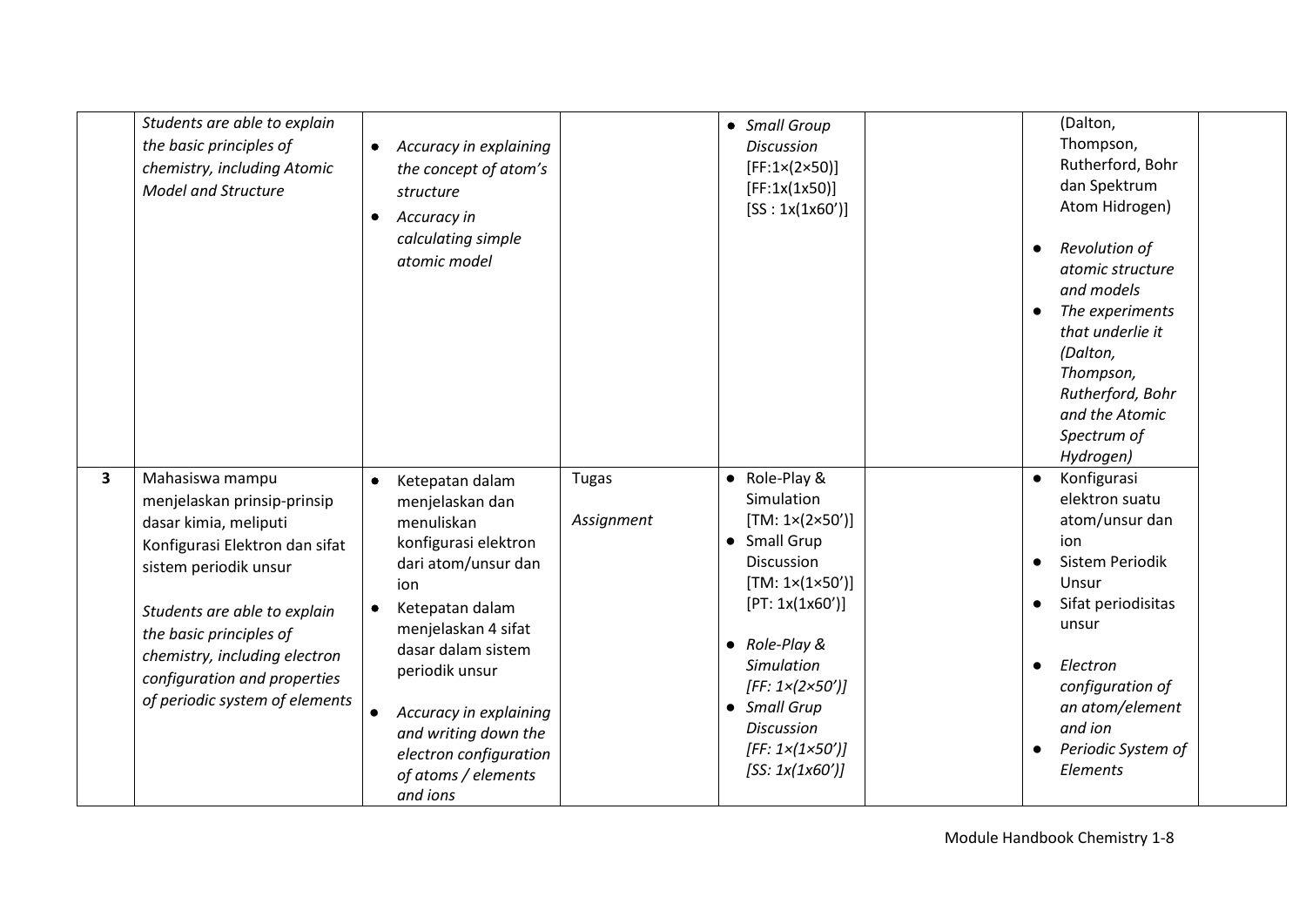| | | | | | | | |
|---|---|---|---|---|---|---|---|
| | *Students are able to explain the basic principles of chemistry, including Atomic Model and Structure* | • *Accuracy in explaining the concept of atom's structure*<br>• *Accuracy in calculating simple atomic model* | | • *Small Group Discussion [FF:1×(2×50)] [FF:1x(1x50)] [SS : 1x(1x60')]* | | (Dalton, Thompson, Rutherford, Bohr dan Spektrum Atom Hidrogen)<br><br>• *Revolution of atomic structure and models*<br>• *The experiments that underlie it (Dalton, Thompson, Rutherford, Bohr and the Atomic Spectrum of Hydrogen)* | |
| **3** | Mahasiswa mampu menjelaskan prinsip-prinsip dasar kimia, meliputi Konfigurasi Elektron dan sifat sistem periodik unsur<br><br>*Students are able to explain the basic principles of chemistry, including electron configuration and properties of periodic system of elements* | • Ketepatan dalam menjelaskan dan menuliskan konfigurasi elektron dari atom/unsur dan ion<br>• Ketepatan dalam menjelaskan 4 sifat dasar dalam sistem periodik unsur<br><br>• *Accuracy in explaining and writing down the electron configuration of atoms / elements and ions* | Tugas<br><br>*Assignment* | • Role-Play & Simulation [TM: 1×(2×50')]<br>• Small Grup Discussion [TM: 1×(1×50')] [PT: 1x(1x60')]<br><br>• *Role-Play & Simulation [FF: 1×(2×50')]*<br>• *Small Grup Discussion [FF: 1×(1×50')] [SS: 1x(1x60')]* | | • Konfigurasi elektron suatu atom/unsur dan ion<br>• Sistem Periodik Unsur<br>• Sifat periodisitas unsur<br><br>• *Electron configuration of an atom/element and ion*<br>• *Periodic System of Elements* | |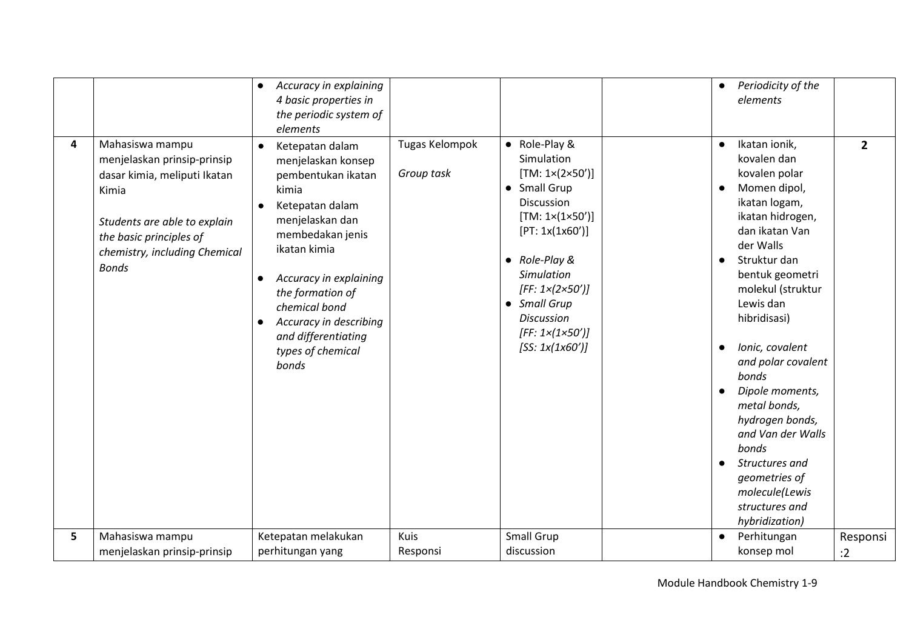| | | | | | | | |
|---|---|---|---|---|---|---|---|
| | | • *Accuracy in explaining 4 basic properties in the periodic system of elements* | | | | • *Periodicity of the elements* | |
| 4 | Mahasiswa mampu menjelaskan prinsip-prinsip dasar kimia, meliputi Ikatan Kimia<br><br>*Students are able to explain the basic principles of chemistry, including Chemical Bonds* | • Ketepatan dalam menjelaskan konsep pembentukan ikatan kimia<br>• Ketepatan dalam menjelaskan dan membedakan jenis ikatan kimia<br><br>• *Accuracy in explaining the formation of chemical bond*<br>• *Accuracy in describing and differentiating types of chemical bonds* | Tugas Kelompok<br><br>*Group task* | • Role-Play & Simulation [TM: 1×(2×50')]<br>• Small Grup Discussion [TM: 1×(1×50')] [PT: 1x(1x60')]<br><br>• *Role-Play & Simulation [FF: 1×(2×50')]*<br>• *Small Grup Discussion [FF: 1×(1×50')] [SS: 1x(1x60')]* | | • Ikatan ionik, kovalen dan kovalen polar<br>• Momen dipol, ikatan logam, ikatan hidrogen, dan ikatan Van der Walls<br>• Struktur dan bentuk geometri molekul (struktur Lewis dan hibridisasi)<br><br>• *Ionic, covalent and polar covalent bonds*<br>• *Dipole moments, metal bonds, hydrogen bonds, and Van der Walls bonds*<br>• *Structures and geometries of molecule(Lewis structures and hybridization)* | **2** |
| 5 | Mahasiswa mampu menjelaskan prinsip-prinsip | Ketepatan melakukan perhitungan yang | Kuis<br>Responsi | Small Grup discussion | | • Perhitungan konsep mol | Responsi :2 |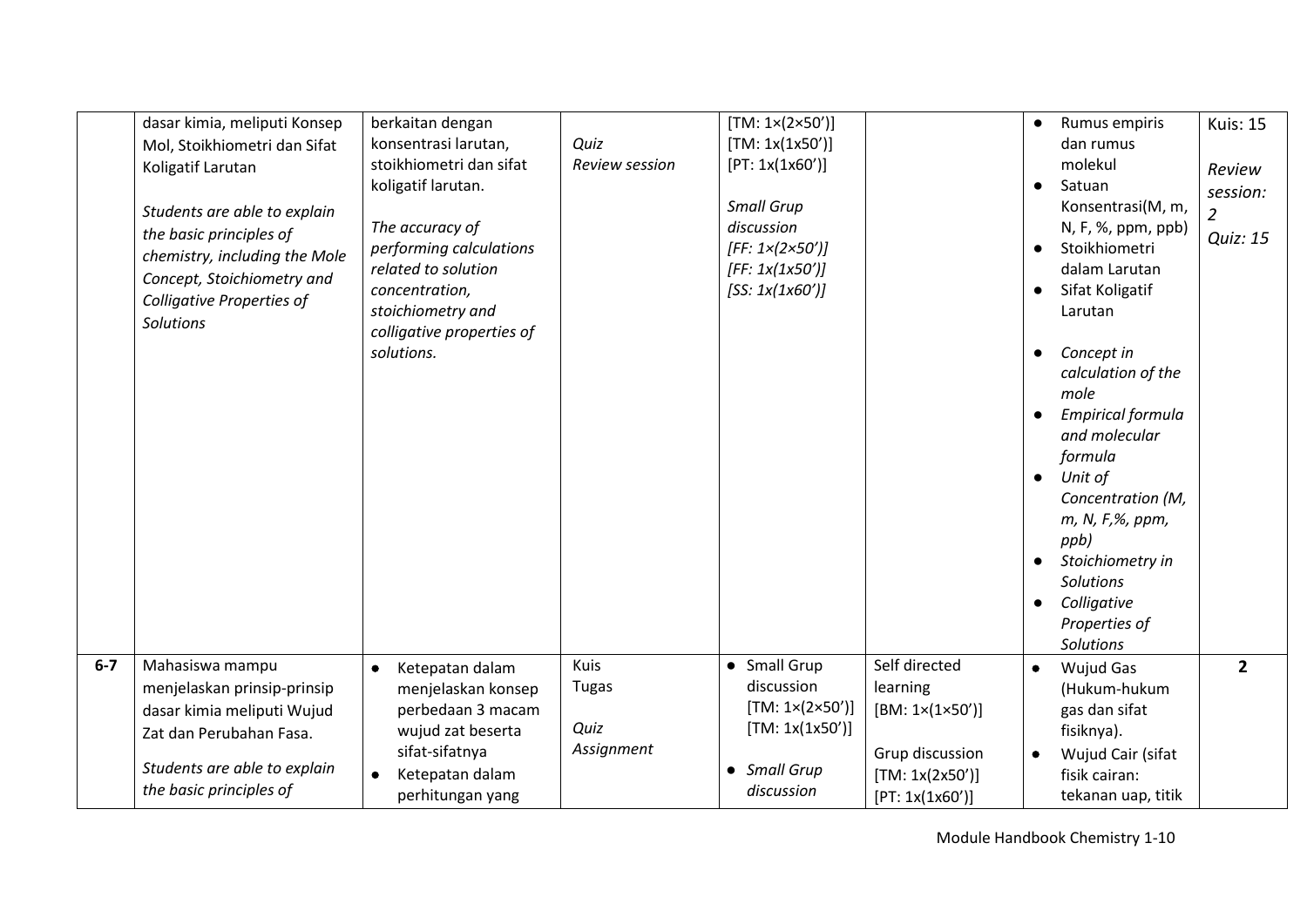|  |  |  |  |  |  |  |  |
|---|---|---|---|---|---|---|---|
|  | dasar kimia, meliputi Konsep Mol, Stoikhiometri dan Sifat Koligatif Larutan<br><br>*Students are able to explain the basic principles of chemistry, including the Mole Concept, Stoichiometry and Colligative Properties of Solutions* | berkaitan dengan konsentrasi larutan, stoikhiometri dan sifat koligatif larutan.<br><br>*The accuracy of performing calculations related to solution concentration, stoichiometry and colligative properties of solutions.* | *Quiz*<br>*Review session* | [TM: 1×(2×50')]<br>[TM: 1x(1x50')]<br>[PT: 1x(1x60')]<br><br>*Small Grup discussion*<br>*[FF: 1×(2×50')]*<br>*[FF: 1x(1x50')]*<br>*[SS: 1x(1x60')]* |  | • Rumus empiris dan rumus molekul<br>• Satuan Konsentrasi(M, m, N, F, %, ppm, ppb)<br>• Stoikhiometri dalam Larutan<br>• Sifat Koligatif Larutan<br><br>• *Concept in calculation of the mole*<br>• *Empirical formula and molecular formula*<br>• *Unit of Concentration (M, m, N, F,%, ppm, ppb)*<br>• *Stoichiometry in Solutions*<br>• *Colligative Properties of Solutions* | Kuis: 15<br><br>*Review session: 2*<br>*Quiz: 15* |
| **6-7** | Mahasiswa mampu menjelaskan prinsip-prinsip dasar kimia meliputi Wujud Zat dan Perubahan Fasa.<br><br>*Students are able to explain the basic principles of* | • Ketepatan dalam menjelaskan konsep perbedaan 3 macam wujud zat beserta sifat-sifatnya<br>• Ketepatan dalam perhitungan yang | Kuis<br>Tugas<br><br>*Quiz*<br>*Assignment* | • Small Grup discussion [TM: 1×(2×50')] [TM: 1x(1x50')]<br><br>• *Small Grup discussion* | Self directed learning<br>[BM: 1×(1×50')]<br><br>Grup discussion<br>[TM: 1x(2x50')]<br>[PT: 1x(1x60')] | • Wujud Gas (Hukum-hukum gas dan sifat fisiknya).<br>• Wujud Cair (sifat fisik cairan: tekanan uap, titik | **2** |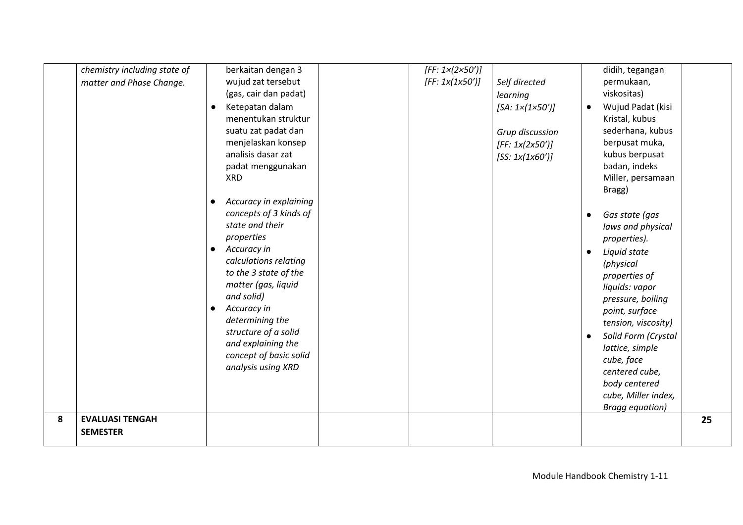| | | | | | | | |
|---|---|---|---|---|---|---|---|
| | *chemistry including state of matter and Phase Change.* | berkaitan dengan 3 wujud zat tersebut (gas, cair dan padat)<br>• Ketepatan dalam menentukan struktur suatu zat padat dan menjelaskan konsep analisis dasar zat padat menggunakan XRD<br><br>• *Accuracy in explaining concepts of 3 kinds of state and their properties*<br>• *Accuracy in calculations relating to the 3 state of the matter (gas, liquid and solid)*<br>• *Accuracy in determining the structure of a solid and explaining the concept of basic solid analysis using XRD* | | *[FF: 1×(2×50')]*<br>*[FF: 1x(1x50')]* | *Self directed learning*<br>*[SA: 1×(1×50')]*<br><br>*Grup discussion*<br>*[FF: 1x(2x50')]*<br>*[SS: 1x(1x60')]* | didih, tegangan permukaan, viskositas)<br>• Wujud Padat (kisi Kristal, kubus sederhana, kubus berpusat muka, kubus berpusat badan, indeks Miller, persamaan Bragg)<br><br>• *Gas state (gas laws and physical properties).*<br>• *Liquid state (physical properties of liquids: vapor pressure, boiling point, surface tension, viscosity)*<br>• *Solid Form (Crystal lattice, simple cube, face centered cube, body centered cube, Miller index, Bragg equation)* | |
| **8** | **EVALUASI TENGAH SEMESTER** | | | | | | **25** |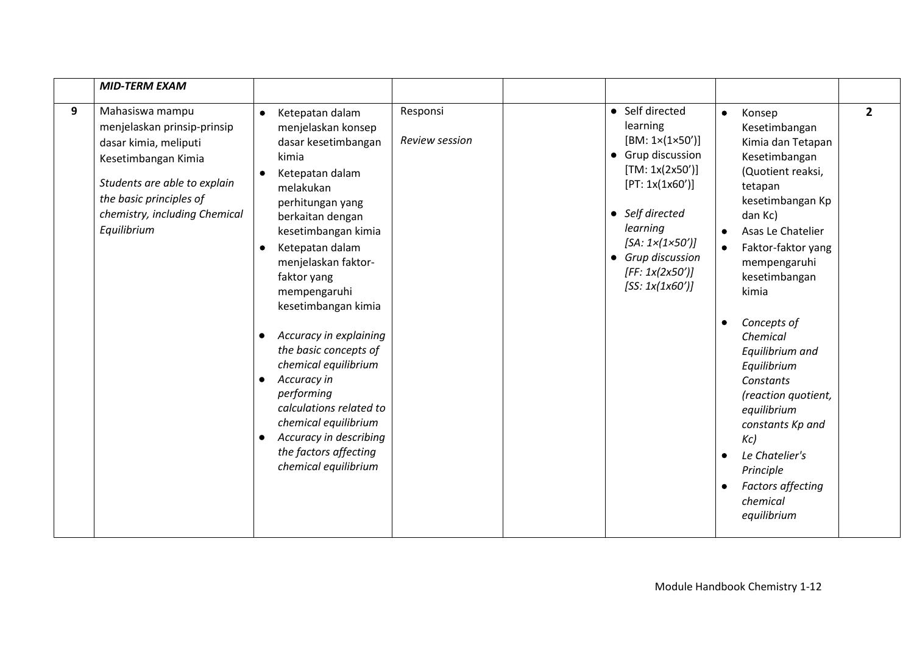| | | | | | | | |
|---|---|---|---|---|---|---|---|
| | ***MID-TERM EXAM*** | | | | | | |
| 9 | Mahasiswa mampu menjelaskan prinsip-prinsip dasar kimia, meliputi Kesetimbangan Kimia<br><br>*Students are able to explain the basic principles of chemistry, including Chemical Equilibrium* | • Ketepatan dalam menjelaskan konsep dasar kesetimbangan kimia<br>• Ketepatan dalam melakukan perhitungan yang berkaitan dengan kesetimbangan kimia<br>• Ketepatan dalam menjelaskan faktor-faktor yang mempengaruhi kesetimbangan kimia<br><br>• *Accuracy in explaining the basic concepts of chemical equilibrium*<br>• *Accuracy in performing calculations related to chemical equilibrium*<br>• *Accuracy in describing the factors affecting chemical equilibrium* | Responsi<br><br>*Review session* | | • Self directed learning [BM: 1×(1×50')]<br>• Grup discussion [TM: 1x(2x50')] [PT: 1x(1x60')]<br><br>• *Self directed learning [SA: 1×(1×50')]*<br>• *Grup discussion [FF: 1x(2x50')] [SS: 1x(1x60')]* | • Konsep Kesetimbangan Kimia dan Tetapan Kesetimbangan (Quotient reaksi, tetapan kesetimbangan Kp dan Kc)<br>• Asas Le Chatelier<br>• Faktor-faktor yang mempengaruhi kesetimbangan kimia<br><br>• *Concepts of Chemical Equilibrium and Equilibrium Constants (reaction quotient, equilibrium constants Kp and Kc)*<br>• *Le Chatelier's Principle*<br>• *Factors affecting chemical equilibrium* | **2** |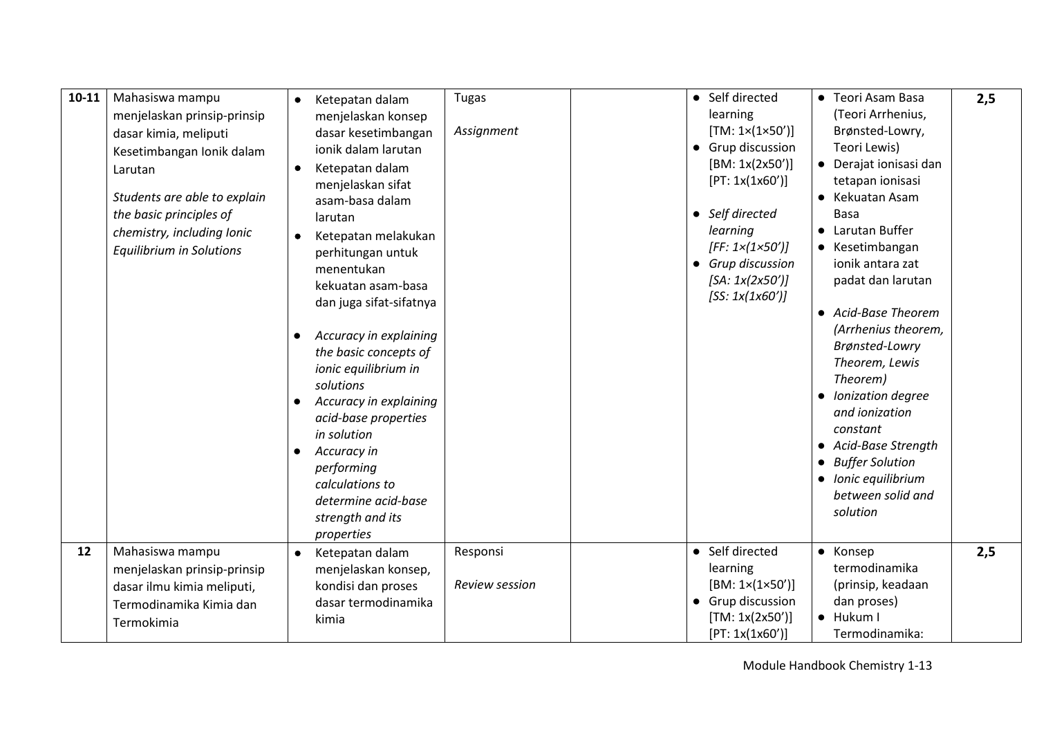| 10-11 | Mahasiswa mampu menjelaskan prinsip-prinsip dasar kimia, meliputi Kesetimbangan Ionik dalam Larutan<br><br>*Students are able to explain the basic principles of chemistry, including Ionic Equilibrium in Solutions* | • Ketepatan dalam menjelaskan konsep dasar kesetimbangan ionik dalam larutan<br>• Ketepatan dalam menjelaskan sifat asam-basa dalam larutan<br>• Ketepatan melakukan perhitungan untuk menentukan kekuatan asam-basa dan juga sifat-sifatnya<br><br>• *Accuracy in explaining the basic concepts of ionic equilibrium in solutions*<br>• *Accuracy in explaining acid-base properties in solution*<br>• *Accuracy in performing calculations to determine acid-base strength and its properties* | Tugas<br><br>*Assignment* | | • Self directed learning [TM: 1×(1×50')]<br>• Grup discussion [BM: 1x(2x50')] [PT: 1x(1x60')]<br><br>• *Self directed learning [FF: 1×(1×50')]*<br>• *Grup discussion [SA: 1x(2x50')] [SS: 1x(1x60')]* | • Teori Asam Basa (Teori Arrhenius, Brønsted-Lowry, Teori Lewis)<br>• Derajat ionisasi dan tetapan ionisasi<br>• Kekuatan Asam Basa<br>• Larutan Buffer<br>• Kesetimbangan ionik antara zat padat dan larutan<br><br>• *Acid-Base Theorem (Arrhenius theorem, Brønsted-Lowry Theorem, Lewis Theorem)*<br>• *Ionization degree and ionization constant*<br>• *Acid-Base Strength*<br>• *Buffer Solution*<br>• *Ionic equilibrium between solid and solution* | 2,5 |
|---|---|---|---|---|---|---|---|
| 12 | Mahasiswa mampu menjelaskan prinsip-prinsip dasar ilmu kimia meliputi, Termodinamika Kimia dan Termokimia | • Ketepatan dalam menjelaskan konsep, kondisi dan proses dasar termodinamika kimia | Responsi<br><br>*Review session* | | • Self directed learning [BM: 1×(1×50')]<br>• Grup discussion [TM: 1x(2x50')] [PT: 1x(1x60')] | • Konsep termodinamika (prinsip, keadaan dan proses)<br>• Hukum I Termodinamika: | 2,5 |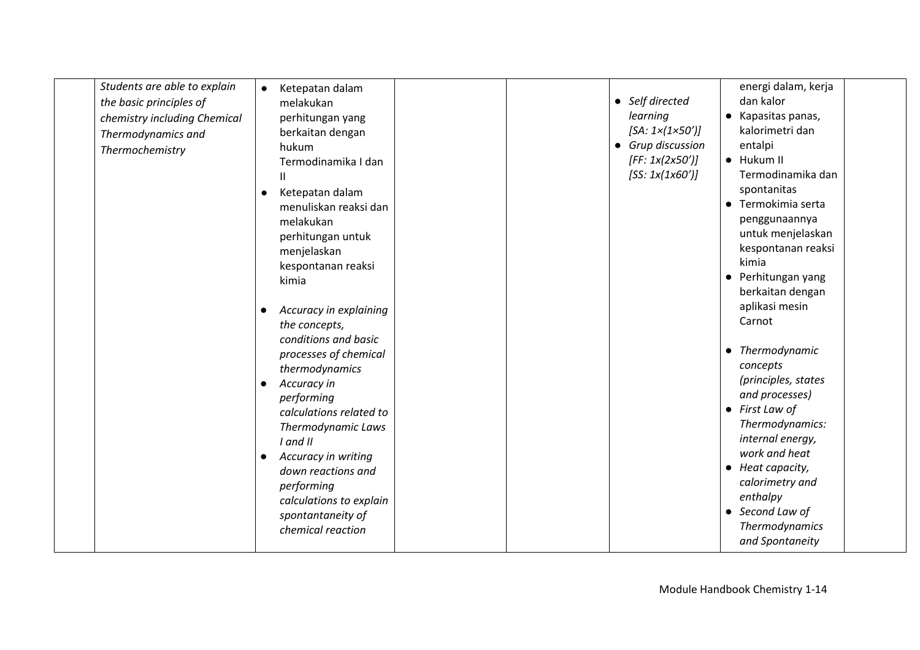|  | *Students are able to explain the basic principles of chemistry including Chemical Thermodynamics and Thermochemistry* | • Ketepatan dalam melakukan perhitungan yang berkaitan dengan hukum Termodinamika I dan II<br>• Ketepatan dalam menuliskan reaksi dan melakukan perhitungan untuk menjelaskan kespontanan reaksi kimia<br><br>• *Accuracy in explaining the concepts, conditions and basic processes of chemical thermodynamics*<br>• *Accuracy in performing calculations related to Thermodynamic Laws I and II*<br>• *Accuracy in writing down reactions and performing calculations to explain spontantaneity of chemical reaction* |  |  | • *Self directed learning [SA: 1×(1×50')]*<br>• *Grup discussion [FF: 1x(2x50')] [SS: 1x(1x60')]* | energi dalam, kerja dan kalor<br>• Kapasitas panas, kalorimetri dan entalpi<br>• Hukum II Termodinamika dan spontanitas<br>• Termokimia serta penggunaannya untuk menjelaskan kespontanan reaksi kimia<br>• Perhitungan yang berkaitan dengan aplikasi mesin Carnot<br><br>• *Thermodynamic concepts (principles, states and processes)*<br>• *First Law of Thermodynamics: internal energy, work and heat*<br>• *Heat capacity, calorimetry and enthalpy*<br>• *Second Law of Thermodynamics and Spontaneity* |  |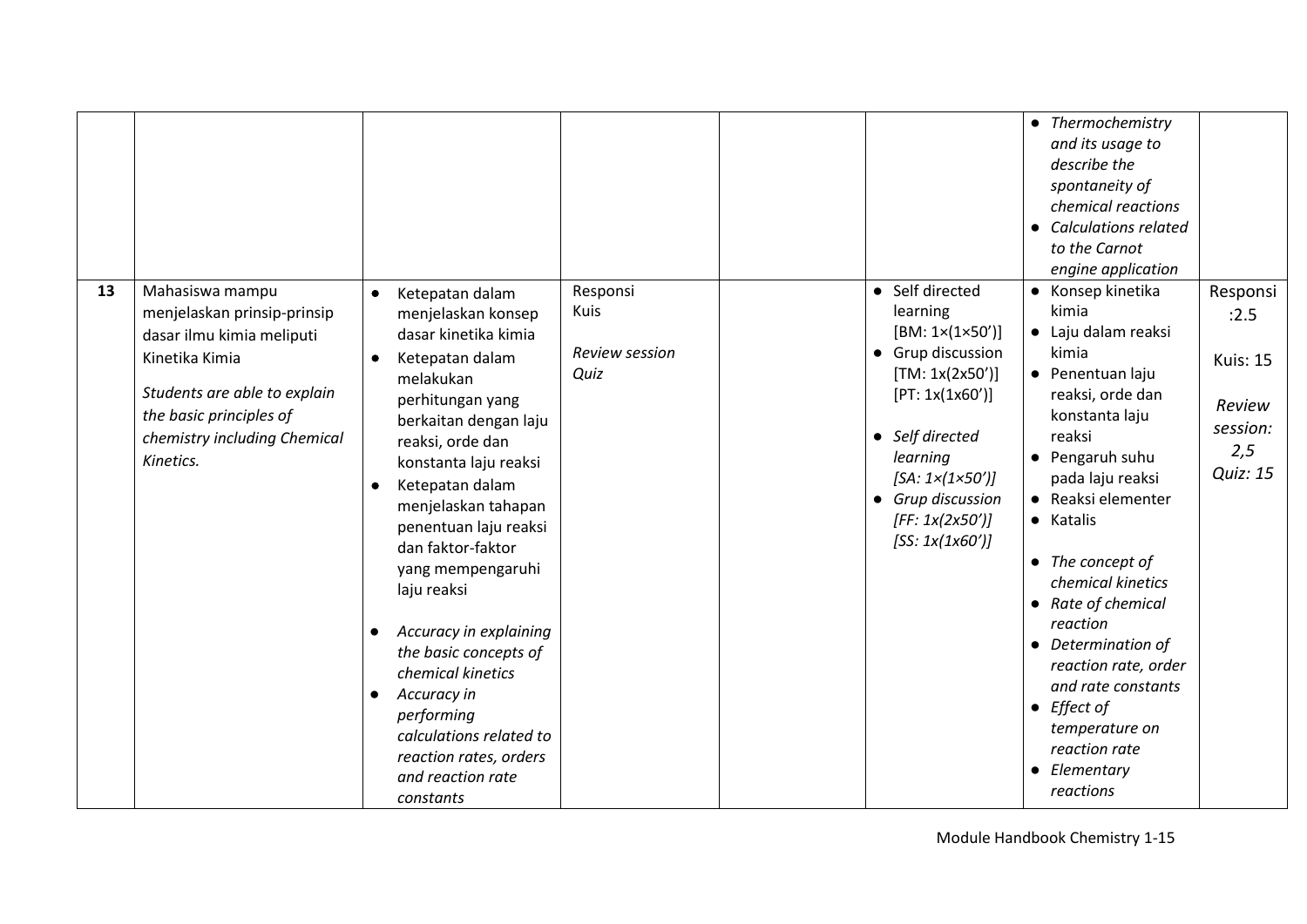| | | | | | | | |
|---|---|---|---|---|---|---|---|
| | | | | | | • *Thermochemistry and its usage to describe the spontaneity of chemical reactions*<br>• *Calculations related to the Carnot engine application* | |
| **13** | Mahasiswa mampu menjelaskan prinsip-prinsip dasar ilmu kimia meliputi Kinetika Kimia<br><br>*Students are able to explain the basic principles of chemistry including Chemical Kinetics.* | • Ketepatan dalam menjelaskan konsep dasar kinetika kimia<br>• Ketepatan dalam melakukan perhitungan yang berkaitan dengan laju reaksi, orde dan konstanta laju reaksi<br>• Ketepatan dalam menjelaskan tahapan penentuan laju reaksi dan faktor-faktor yang mempengaruhi laju reaksi<br><br>• *Accuracy in explaining the basic concepts of chemical kinetics*<br>• *Accuracy in performing calculations related to reaction rates, orders and reaction rate constants* | Responsi<br>Kuis<br><br>*Review session*<br>*Quiz* | | • Self directed learning [BM: 1×(1×50')]<br>• Grup discussion [TM: 1x(2x50')] [PT: 1x(1x60')]<br><br>• *Self directed learning [SA: 1×(1×50')]*<br>• *Grup discussion [FF: 1x(2x50')] [SS: 1x(1x60')]* | • Konsep kinetika kimia<br>• Laju dalam reaksi kimia<br>• Penentuan laju reaksi, orde dan konstanta laju reaksi<br>• Pengaruh suhu pada laju reaksi<br>• Reaksi elementer<br>• Katalis<br><br>• *The concept of chemical kinetics*<br>• *Rate of chemical reaction*<br>• *Determination of reaction rate, order and rate constants*<br>• *Effect of temperature on reaction rate*<br>• *Elementary reactions* | Responsi :2.5<br><br>Kuis: 15<br><br>*Review session: 2,5*<br>*Quiz: 15* |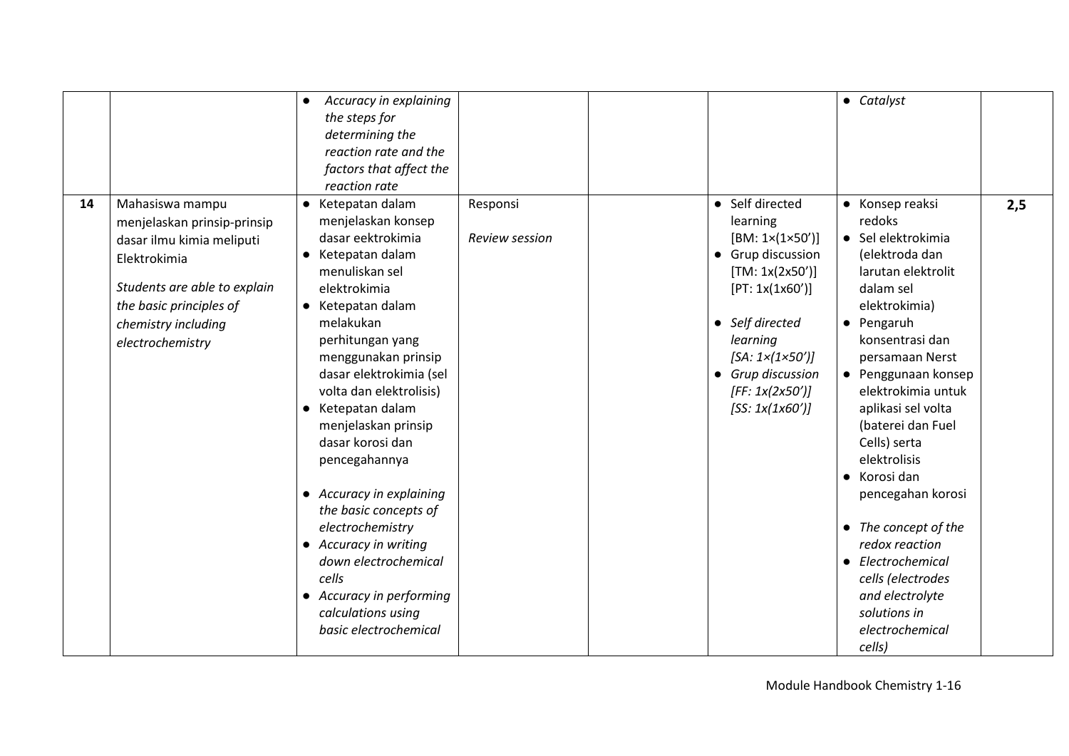| | | | | | | | |
|---|---|---|---|---|---|---|---|
| | | • *Accuracy in explaining the steps for determining the reaction rate and the factors that affect the reaction rate* | | | | • *Catalyst* | |
| **14** | Mahasiswa mampu menjelaskan prinsip-prinsip dasar ilmu kimia meliputi Elektrokimia<br><br>*Students are able to explain the basic principles of chemistry including electrochemistry* | • Ketepatan dalam menjelaskan konsep dasar eektrokimia<br>• Ketepatan dalam menuliskan sel elektrokimia<br>• Ketepatan dalam melakukan perhitungan yang menggunakan prinsip dasar elektrokimia (sel volta dan elektrolisis)<br>• Ketepatan dalam menjelaskan prinsip dasar korosi dan pencegahannya<br><br>• *Accuracy in explaining the basic concepts of electrochemistry*<br>• *Accuracy in writing down electrochemical cells*<br>• *Accuracy in performing calculations using basic electrochemical* | Responsi<br><br>*Review session* | | • Self directed learning [BM: 1×(1×50')]<br>• Grup discussion [TM: 1x(2x50')] [PT: 1x(1x60')]<br><br>• *Self directed learning [SA: 1×(1×50')]*<br>• *Grup discussion [FF: 1x(2x50')] [SS: 1x(1x60')]* | • Konsep reaksi redoks<br>• Sel elektrokimia (elektroda dan larutan elektrolit dalam sel elektrokimia)<br>• Pengaruh konsentrasi dan persamaan Nerst<br>• Penggunaan konsep elektrokimia untuk aplikasi sel volta (baterei dan Fuel Cells) serta elektrolisis<br>• Korosi dan pencegahan korosi<br><br>• *The concept of the redox reaction*<br>• *Electrochemical cells (electrodes and electrolyte solutions in electrochemical cells)* | **2,5** |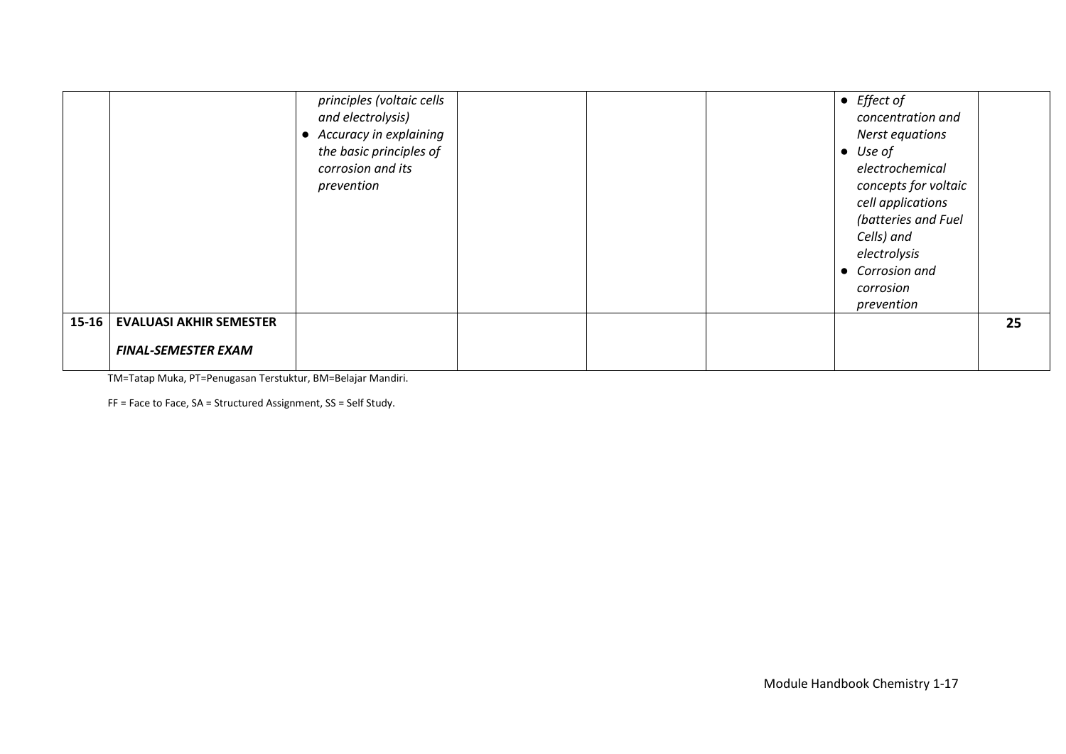| | | | | | | | |
|---|---|---|---|---|---|---|---|
| | | *principles (voltaic cells and electrolysis)*<br>● *Accuracy in explaining the basic principles of corrosion and its prevention* | | | | ● *Effect of concentration and Nerst equations*<br>● *Use of electrochemical concepts for voltaic cell applications (batteries and Fuel Cells) and electrolysis*<br>● *Corrosion and corrosion prevention* | |
| **15-16** | **EVALUASI AKHIR SEMESTER**<br><br>***FINAL-SEMESTER EXAM*** | | | | | | **25** |

TM=Tatap Muka, PT=Penugasan Terstuktur, BM=Belajar Mandiri.

FF = Face to Face, SA = Structured Assignment, SS = Self Study.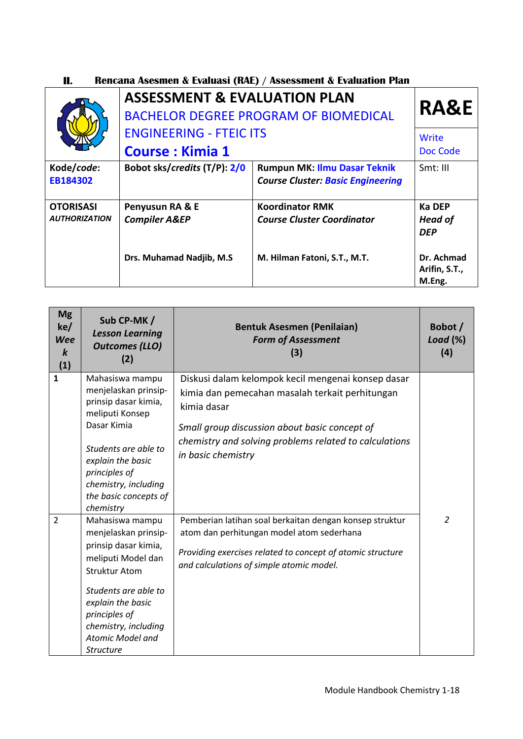## II. Rencana Asesmen & Evaluasi (RAE) / Assessment & Evaluation Plan

| | **ASSESSMENT & EVALUATION PLAN** BACHELOR DEGREE PROGRAM OF BIOMEDICAL ENGINEERING - FTEIC ITS **Course : Kimia 1** | | **RA&E** Write Doc Code |
|---|---|---|---|
| **Kode/*code*:** EB184302 | **Bobot sks/*credits* (T/P): 2/0** | **Rumpun MK: Ilmu Dasar Teknik** ***Course Cluster: Basic Engineering*** | Smt: III |
| **OTORISASI** ***AUTHORIZATION*** | **Penyusun RA & E** ***Compiler A&EP*** **Drs. Muhamad Nadjib, M.S** | **Koordinator RMK** ***Course Cluster Coordinator*** **M. Hilman Fatoni, S.T., M.T.** | **Ka DEP** ***Head of DEP*** **Dr. Achmad Arifin, S.T., M.Eng.** |

| **Mg ke/ *Week* (1)** | **Sub CP-MK / *Lesson Learning Outcomes (LLO)* (2)** | **Bentuk Asesmen (Penilaian) *Form of Assessment* (3)** | **Bobot / *Load* (%) (4)** |
|---|---|---|---|
| **1** | Mahasiswa mampu menjelaskan prinsip-prinsip dasar kimia, meliputi Konsep Dasar Kimia<br><br>*Students are able to explain the basic principles of chemistry, including the basic concepts of chemistry* | Diskusi dalam kelompok kecil mengenai konsep dasar kimia dan pemecahan masalah terkait perhitungan kimia dasar<br><br>*Small group discussion about basic concept of chemistry and solving problems related to calculations in basic chemistry* | |
| 2 | Mahasiswa mampu menjelaskan prinsip-prinsip dasar kimia, meliputi Model dan Struktur Atom<br><br>*Students are able to explain the basic principles of chemistry, including Atomic Model and Structure* | Pemberian latihan soal berkaitan dengan konsep struktur atom dan perhitungan model atom sederhana<br><br>*Providing exercises related to concept of atomic structure and calculations of simple atomic model.* | *2* |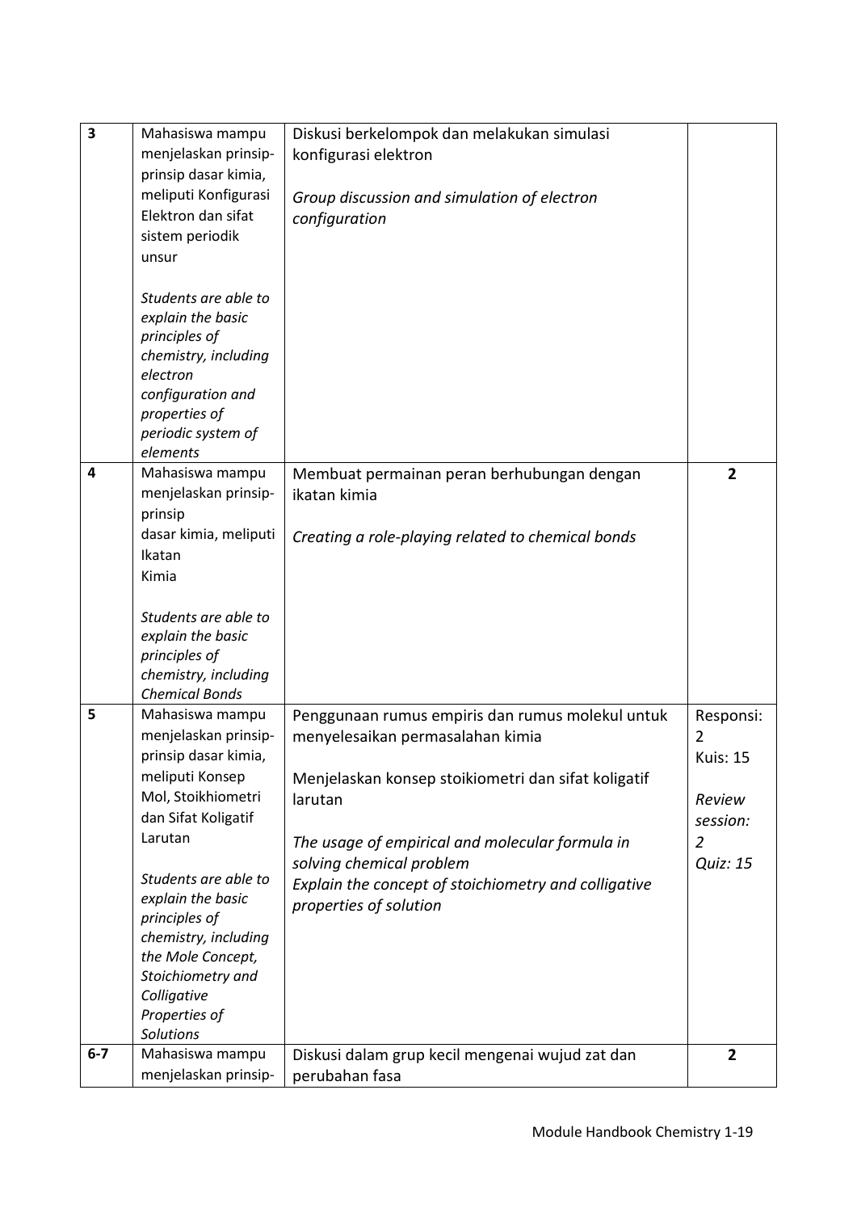| | | | |
|---|---|---|---|
| **3** | Mahasiswa mampu menjelaskan prinsip-prinsip dasar kimia, meliputi Konfigurasi Elektron dan sifat sistem periodik unsur<br><br>*Students are able to explain the basic principles of chemistry, including electron configuration and properties of periodic system of elements* | Diskusi berkelompok dan melakukan simulasi konfigurasi elektron<br><br>*Group discussion and simulation of electron configuration* | |
| **4** | Mahasiswa mampu menjelaskan prinsip-prinsip dasar kimia, meliputi Ikatan Kimia<br><br>*Students are able to explain the basic principles of chemistry, including Chemical Bonds* | Membuat permainan peran berhubungan dengan ikatan kimia<br><br>*Creating a role-playing related to chemical bonds* | **2** |
| **5** | Mahasiswa mampu menjelaskan prinsip-prinsip dasar kimia, meliputi Konsep Mol, Stoikhiometri dan Sifat Koligatif Larutan<br><br>*Students are able to explain the basic principles of chemistry, including the Mole Concept, Stoichiometry and Colligative Properties of Solutions* | Penggunaan rumus empiris dan rumus molekul untuk menyelesaikan permasalahan kimia<br><br>Menjelaskan konsep stoikiometri dan sifat koligatif larutan<br><br>*The usage of empirical and molecular formula in solving chemical problem*<br>*Explain the concept of stoichiometry and colligative properties of solution* | Responsi: 2<br>Kuis: 15<br><br>*Review session: 2*<br>*Quiz: 15* |
| **6-7** | Mahasiswa mampu menjelaskan prinsip- | Diskusi dalam grup kecil mengenai wujud zat dan perubahan fasa | **2** |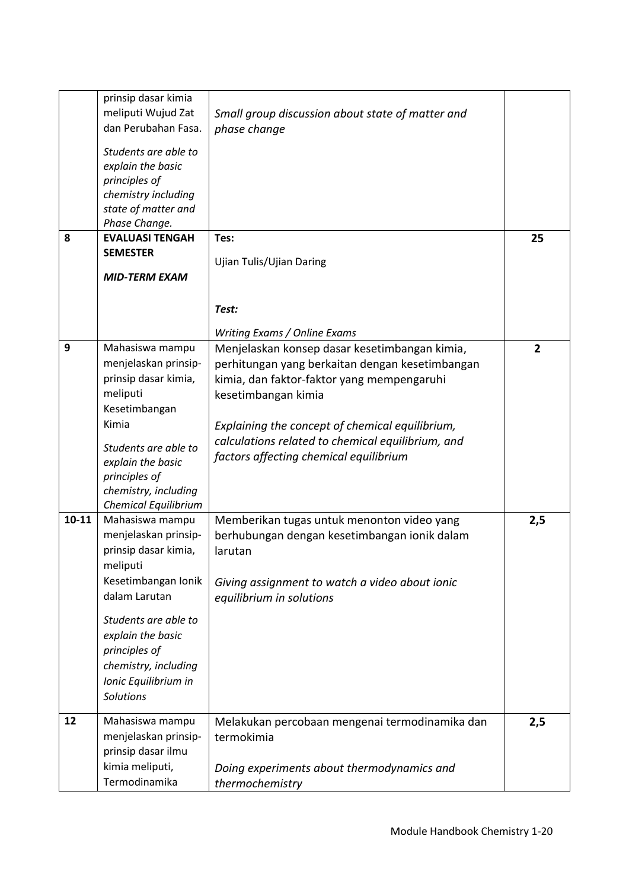| | | | |
|---|---|---|---|
| | prinsip dasar kimia meliputi Wujud Zat dan Perubahan Fasa. *Students are able to explain the basic principles of chemistry including state of matter and Phase Change.* | *Small group discussion about state of matter and phase change* | |
| **8** | **EVALUASI TENGAH SEMESTER** ***MID-TERM EXAM*** | **Tes:** Ujian Tulis/Ujian Daring ***Test:*** *Writing Exams / Online Exams* | **25** |
| **9** | Mahasiswa mampu menjelaskan prinsip-prinsip dasar kimia, meliputi Kesetimbangan Kimia *Students are able to explain the basic principles of chemistry, including Chemical Equilibrium* | Menjelaskan konsep dasar kesetimbangan kimia, perhitungan yang berkaitan dengan kesetimbangan kimia, dan faktor-faktor yang mempengaruhi kesetimbangan kimia *Explaining the concept of chemical equilibrium, calculations related to chemical equilibrium, and factors affecting chemical equilibrium* | **2** |
| **10-11** | Mahasiswa mampu menjelaskan prinsip-prinsip dasar kimia, meliputi Kesetimbangan Ionik dalam Larutan *Students are able to explain the basic principles of chemistry, including Ionic Equilibrium in Solutions* | Memberikan tugas untuk menonton video yang berhubungan dengan kesetimbangan ionik dalam larutan *Giving assignment to watch a video about ionic equilibrium in solutions* | **2,5** |
| **12** | Mahasiswa mampu menjelaskan prinsip-prinsip dasar ilmu kimia meliputi, Termodinamika | Melakukan percobaan mengenai termodinamika dan termokimia *Doing experiments about thermodynamics and thermochemistry* | **2,5** |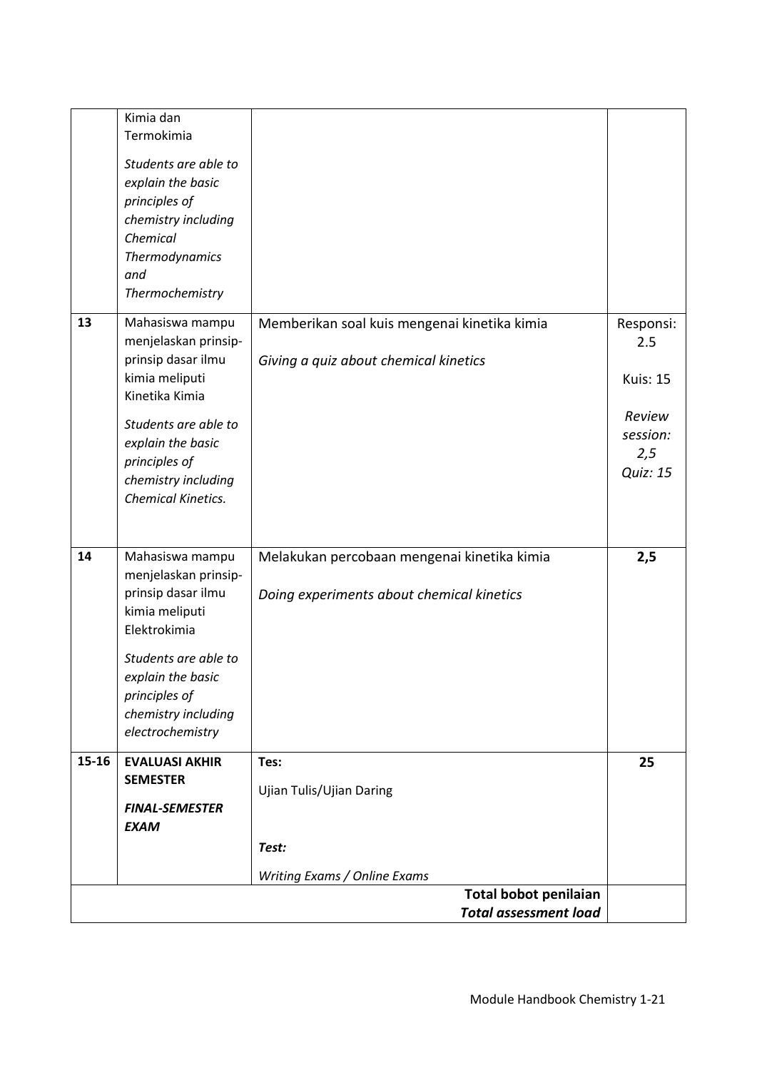| | | | |
|---|---|---|---|
| | Kimia dan Termokimia<br><br>*Students are able to explain the basic principles of chemistry including Chemical Thermodynamics and Thermochemistry* | | |
| **13** | Mahasiswa mampu menjelaskan prinsip-prinsip dasar ilmu kimia meliputi Kinetika Kimia<br><br>*Students are able to explain the basic principles of chemistry including Chemical Kinetics.* | Memberikan soal kuis mengenai kinetika kimia<br><br>*Giving a quiz about chemical kinetics* | Responsi: 2.5<br><br>Kuis: 15<br><br>*Review session: 2,5*<br>*Quiz: 15* |
| **14** | Mahasiswa mampu menjelaskan prinsip-prinsip dasar ilmu kimia meliputi Elektrokimia<br><br>*Students are able to explain the basic principles of chemistry including electrochemistry* | Melakukan percobaan mengenai kinetika kimia<br><br>*Doing experiments about chemical kinetics* | **2,5** |
| **15-16** | **EVALUASI AKHIR SEMESTER**<br><br>***FINAL-SEMESTER EXAM*** | **Tes:**<br><br>Ujian Tulis/Ujian Daring<br><br>***Test:***<br><br>*Writing Exams / Online Exams* | **25** |
| | | **Total bobot penilaian**<br>***Total assessment load*** | |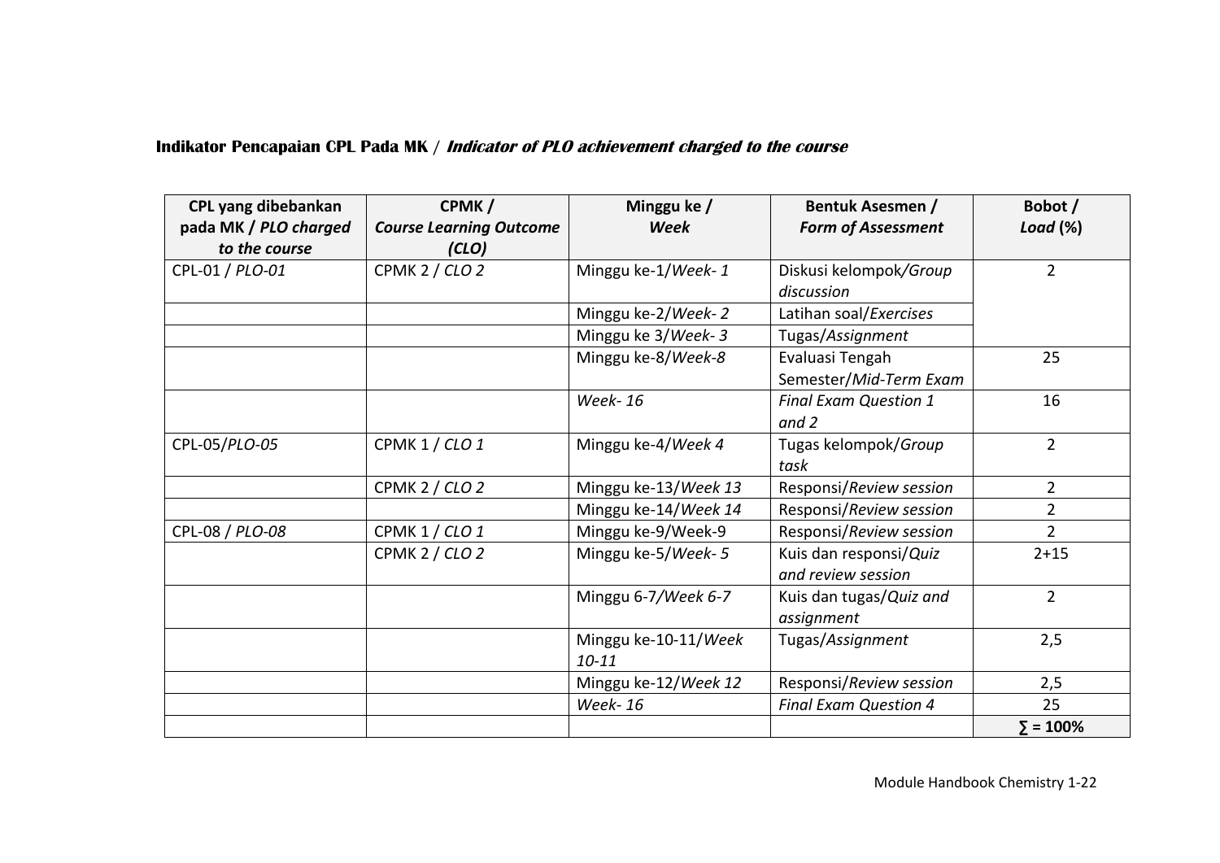**Indikator Pencapaian CPL Pada MK** / ***Indicator of PLO achievement charged to the course***

| CPL yang dibebankan pada MK / *PLO charged to the course* | CPMK / *Course Learning Outcome (CLO)* | Minggu ke / *Week* | Bentuk Asesmen / *Form of Assessment* | Bobot / *Load* (%) |
|---|---|---|---|---|
| CPL-01 / *PLO-01* | CPMK 2 / *CLO 2* | Minggu ke-1/*Week- 1* | Diskusi kelompok/*Group discussion* | 2 |
| | | Minggu ke-2/*Week- 2* | Latihan soal/*Exercises* | |
| | | Minggu ke 3/*Week- 3* | Tugas/*Assignment* | |
| | | Minggu ke-8/*Week-8* | Evaluasi Tengah Semester/*Mid-Term Exam* | 25 |
| | | *Week- 16* | *Final Exam Question 1 and 2* | 16 |
| CPL-05/*PLO-05* | CPMK 1 / *CLO 1* | Minggu ke-4/*Week 4* | Tugas kelompok/*Group task* | 2 |
| | CPMK 2 / *CLO 2* | Minggu ke-13/*Week 13* | Responsi/*Review session* | 2 |
| | | Minggu ke-14/*Week 14* | Responsi/*Review session* | 2 |
| CPL-08 / *PLO-08* | CPMK 1 / *CLO 1* | Minggu ke-9/Week-9 | Responsi/*Review session* | 2 |
| | CPMK 2 / *CLO 2* | Minggu ke-5/*Week- 5* | Kuis dan responsi/*Quiz and review session* | 2+15 |
| | | Minggu 6-7/*Week 6-7* | Kuis dan tugas/*Quiz and assignment* | 2 |
| | | Minggu ke-10-11/*Week 10-11* | Tugas/*Assignment* | 2,5 |
| | | Minggu ke-12/*Week 12* | Responsi/*Review session* | 2,5 |
| | | *Week- 16* | *Final Exam Question 4* | 25 |
| | | | | **∑ = 100%** |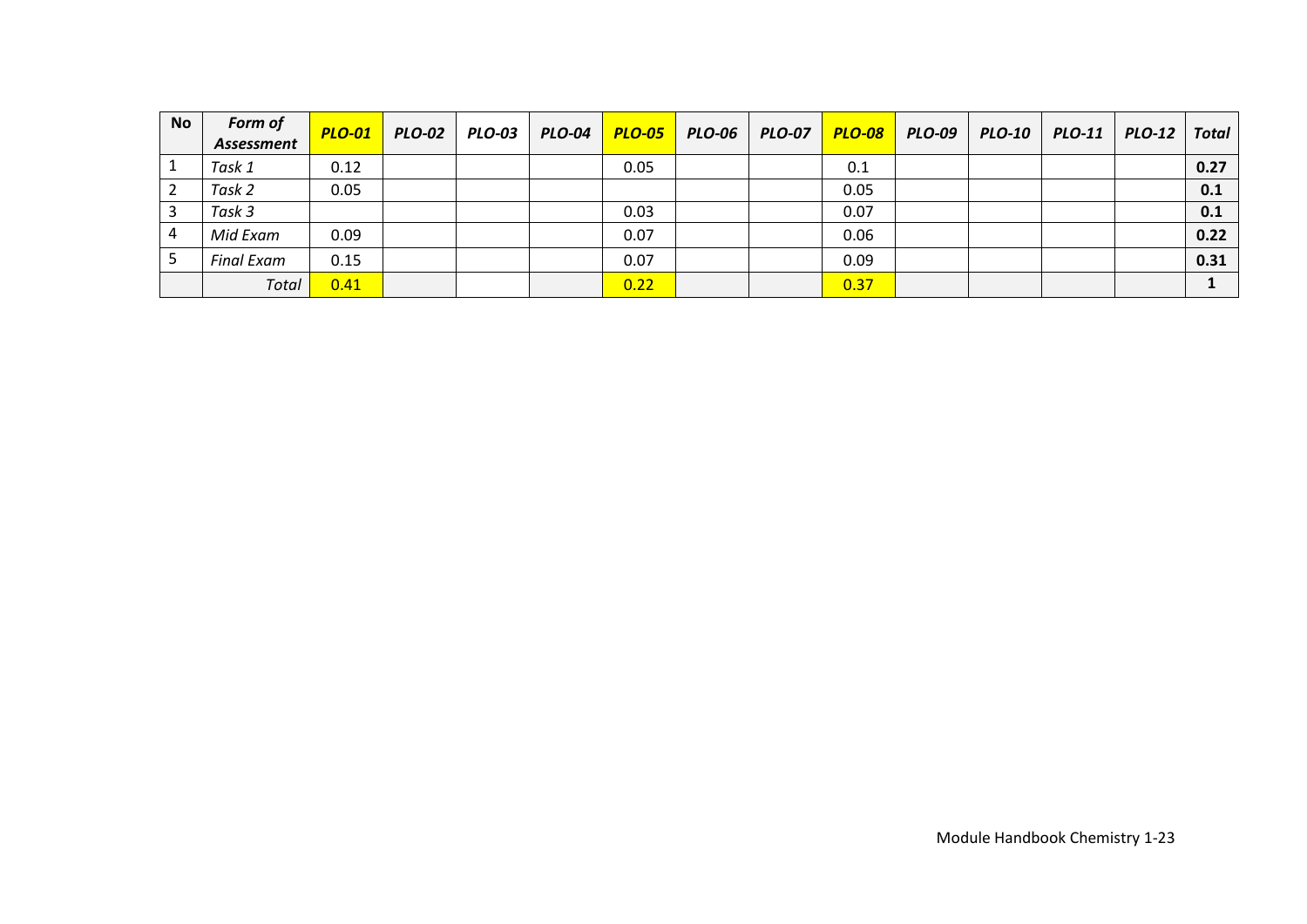| No | *Form of Assessment* | ***PLO-01*** | ***PLO-02*** | ***PLO-03*** | ***PLO-04*** | ***PLO-05*** | ***PLO-06*** | ***PLO-07*** | ***PLO-08*** | ***PLO-09*** | ***PLO-10*** | ***PLO-11*** | ***PLO-12*** | ***Total*** |
|---|---|---|---|---|---|---|---|---|---|---|---|---|---|---|
| 1 | *Task 1* | 0.12 | | | | 0.05 | | | 0.1 | | | | | **0.27** |
| 2 | *Task 2* | 0.05 | | | | | | | 0.05 | | | | | **0.1** |
| 3 | *Task 3* | | | | | 0.03 | | | 0.07 | | | | | **0.1** |
| 4 | *Mid Exam* | 0.09 | | | | 0.07 | | | 0.06 | | | | | **0.22** |
| 5 | *Final Exam* | 0.15 | | | | 0.07 | | | 0.09 | | | | | **0.31** |
| | *Total* | 0.41 | | | | 0.22 | | | 0.37 | | | | | **1** |